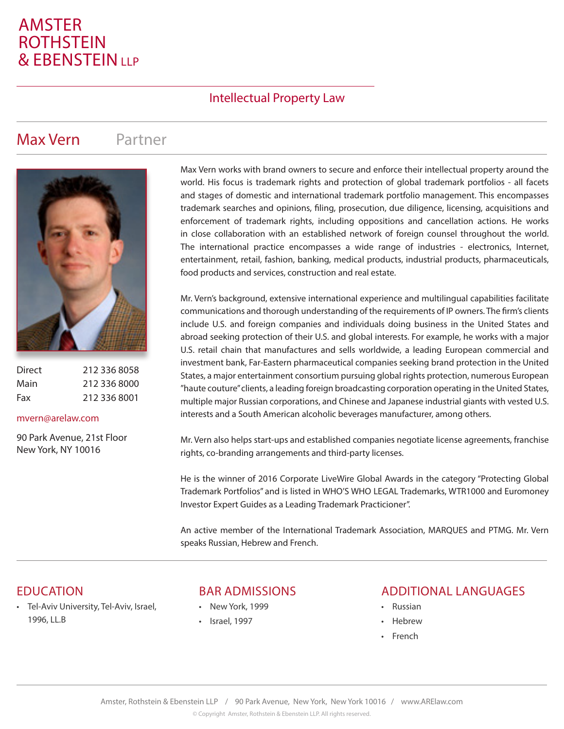# AMSTER ROTHSTEIN & EBENSTEIN LLP

## Intellectual Property Law

## Max Vern Partner

| | |
|---|---|
| Direct | 212 336 8058 |
| Main | 212 336 8000 |
| Fax | 212 336 8001 |

mvern@arelaw.com

90 Park Avenue, 21st Floor
New York, NY 10016

Max Vern works with brand owners to secure and enforce their intellectual property around the world. His focus is trademark rights and protection of global trademark portfolios - all facets and stages of domestic and international trademark portfolio management. This encompasses trademark searches and opinions, filing, prosecution, due diligence, licensing, acquisitions and enforcement of trademark rights, including oppositions and cancellation actions. He works in close collaboration with an established network of foreign counsel throughout the world. The international practice encompasses a wide range of industries - electronics, Internet, entertainment, retail, fashion, banking, medical products, industrial products, pharmaceuticals, food products and services, construction and real estate.

Mr. Vern's background, extensive international experience and multilingual capabilities facilitate communications and thorough understanding of the requirements of IP owners. The firm's clients include U.S. and foreign companies and individuals doing business in the United States and abroad seeking protection of their U.S. and global interests. For example, he works with a major U.S. retail chain that manufactures and sells worldwide, a leading European commercial and investment bank, Far-Eastern pharmaceutical companies seeking brand protection in the United States, a major entertainment consortium pursuing global rights protection, numerous European "haute couture" clients, a leading foreign broadcasting corporation operating in the United States, multiple major Russian corporations, and Chinese and Japanese industrial giants with vested U.S. interests and a South American alcoholic beverages manufacturer, among others.

Mr. Vern also helps start-ups and established companies negotiate license agreements, franchise rights, co-branding arrangements and third-party licenses.

He is the winner of 2016 Corporate LiveWire Global Awards in the category "Protecting Global Trademark Portfolios" and is listed in WHO'S WHO LEGAL Trademarks, WTR1000 and Euromoney Investor Expert Guides as a Leading Trademark Practicioner".

An active member of the International Trademark Association, MARQUES and PTMG. Mr. Vern speaks Russian, Hebrew and French.

### EDUCATION

- Tel-Aviv University, Tel-Aviv, Israel, 1996, LL.B

### BAR ADMISSIONS

- New York, 1999
- Israel, 1997

### ADDITIONAL LANGUAGES

- Russian
- Hebrew
- French

Amster, Rothstein & Ebenstein LLP / 90 Park Avenue, New York, New York 10016 / www.ARElaw.com

© Copyright Amster, Rothstein & Ebenstein LLP. All rights reserved.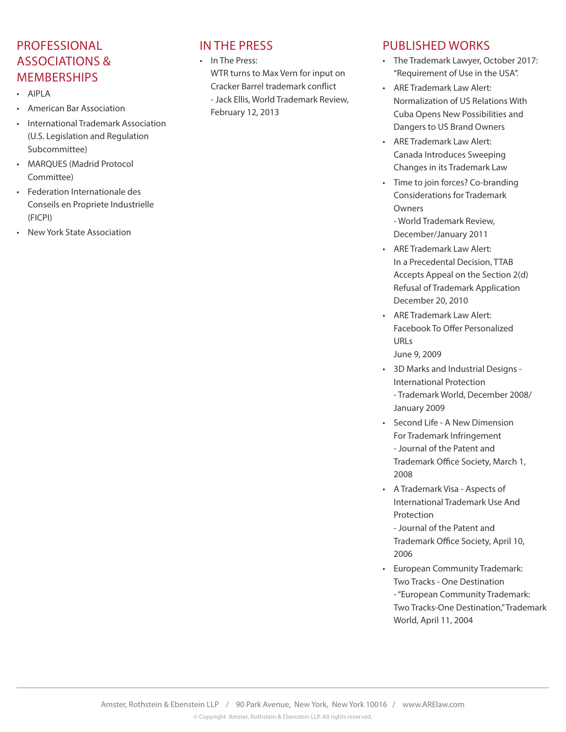## PROFESSIONAL ASSOCIATIONS & MEMBERSHIPS

- AIPLA
- American Bar Association
- International Trademark Association (U.S. Legislation and Regulation Subcommittee)
- MARQUES (Madrid Protocol Committee)
- Federation Internationale des Conseils en Propriete Industrielle (FICPI)
- New York State Association

## IN THE PRESS

- In The Press:
  WTR turns to Max Vern for input on Cracker Barrel trademark conflict
  - Jack Ellis, World Trademark Review, February 12, 2013

## PUBLISHED WORKS

- The Trademark Lawyer, October 2017: "Requirement of Use in the USA".
- ARE Trademark Law Alert: Normalization of US Relations With Cuba Opens New Possibilities and Dangers to US Brand Owners
- ARE Trademark Law Alert: Canada Introduces Sweeping Changes in its Trademark Law
- Time to join forces? Co-branding Considerations for Trademark Owners
  - World Trademark Review, December/January 2011
- ARE Trademark Law Alert: In a Precedental Decision, TTAB Accepts Appeal on the Section 2(d) Refusal of Trademark Application December 20, 2010
- ARE Trademark Law Alert: Facebook To Offer Personalized URLs
  June 9, 2009
- 3D Marks and Industrial Designs - International Protection
  - Trademark World, December 2008/ January 2009
- Second Life - A New Dimension For Trademark Infringement
  - Journal of the Patent and Trademark Office Society, March 1, 2008
- A Trademark Visa - Aspects of International Trademark Use And Protection
  - Journal of the Patent and Trademark Office Society, April 10, 2006
- European Community Trademark: Two Tracks - One Destination
  - "European Community Trademark: Two Tracks-One Destination," Trademark World, April 11, 2004

Amster, Rothstein & Ebenstein LLP / 90 Park Avenue, New York, New York 10016 / www.ARElaw.com

© Copyright Amster, Rothstein & Ebenstein LLP. All rights reserved.